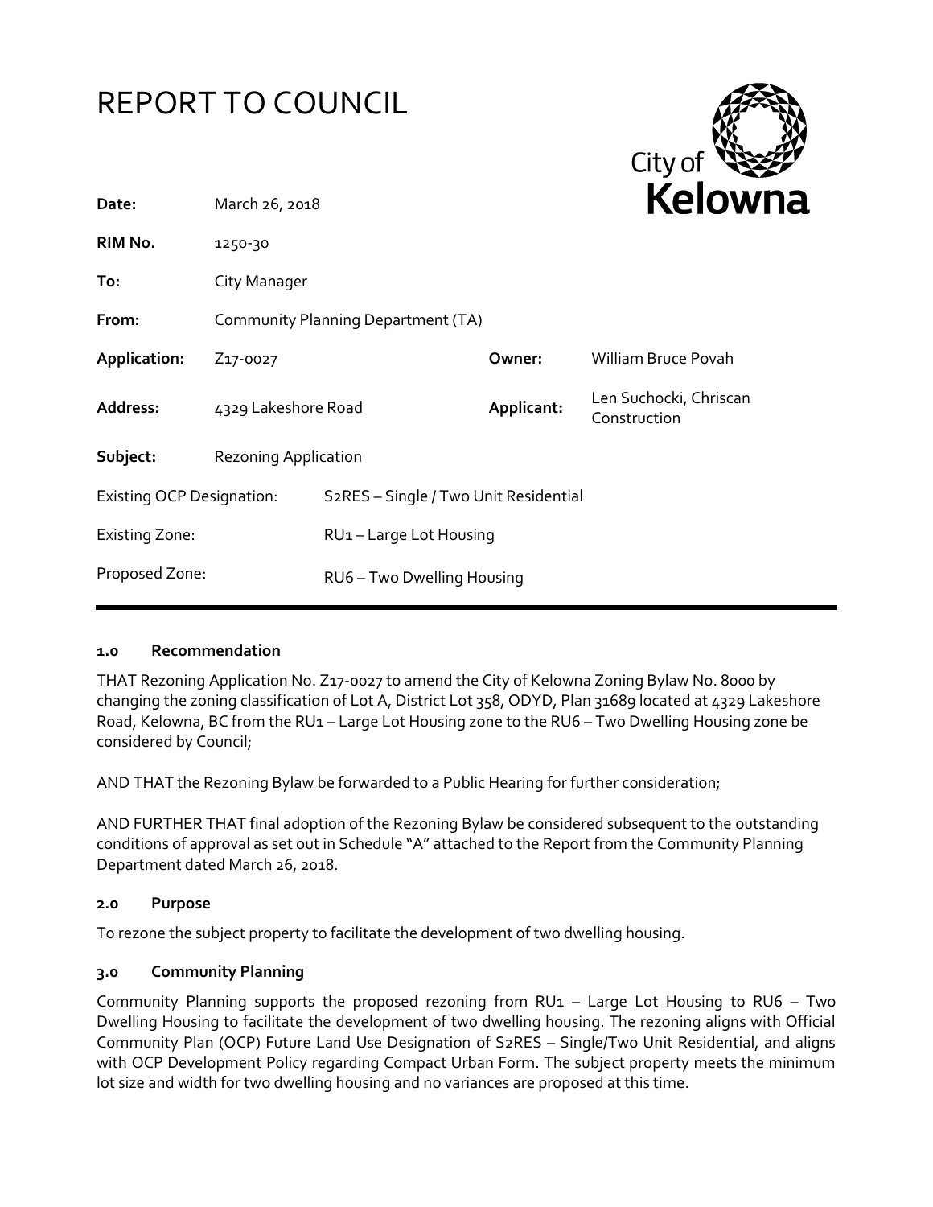# REPORT TO COUNCIL

City of **Kelowna**

| | | | |
|---|---|---|---|
| **Date:** | March 26, 2018 | | |
| **RIM No.** | 1250-30 | | |
| **To:** | City Manager | | |
| **From:** | Community Planning Department (TA) | | |
| **Application:** | Z17-0027 | **Owner:** | William Bruce Povah |
| **Address:** | 4329 Lakeshore Road | **Applicant:** | Len Suchocki, Chriscan Construction |
| **Subject:** | Rezoning Application | | |
| Existing OCP Designation: | S2RES – Single / Two Unit Residential | | |
| Existing Zone: | RU1 – Large Lot Housing | | |
| Proposed Zone: | RU6 – Two Dwelling Housing | | |

## 1.0 Recommendation

THAT Rezoning Application No. Z17-0027 to amend the City of Kelowna Zoning Bylaw No. 8000 by changing the zoning classification of Lot A, District Lot 358, ODYD, Plan 31689 located at 4329 Lakeshore Road, Kelowna, BC from the RU1 – Large Lot Housing zone to the RU6 – Two Dwelling Housing zone be considered by Council;

AND THAT the Rezoning Bylaw be forwarded to a Public Hearing for further consideration;

AND FURTHER THAT final adoption of the Rezoning Bylaw be considered subsequent to the outstanding conditions of approval as set out in Schedule "A" attached to the Report from the Community Planning Department dated March 26, 2018.

## 2.0 Purpose

To rezone the subject property to facilitate the development of two dwelling housing.

## 3.0 Community Planning

Community Planning supports the proposed rezoning from RU1 – Large Lot Housing to RU6 – Two Dwelling Housing to facilitate the development of two dwelling housing. The rezoning aligns with Official Community Plan (OCP) Future Land Use Designation of S2RES – Single/Two Unit Residential, and aligns with OCP Development Policy regarding Compact Urban Form. The subject property meets the minimum lot size and width for two dwelling housing and no variances are proposed at this time.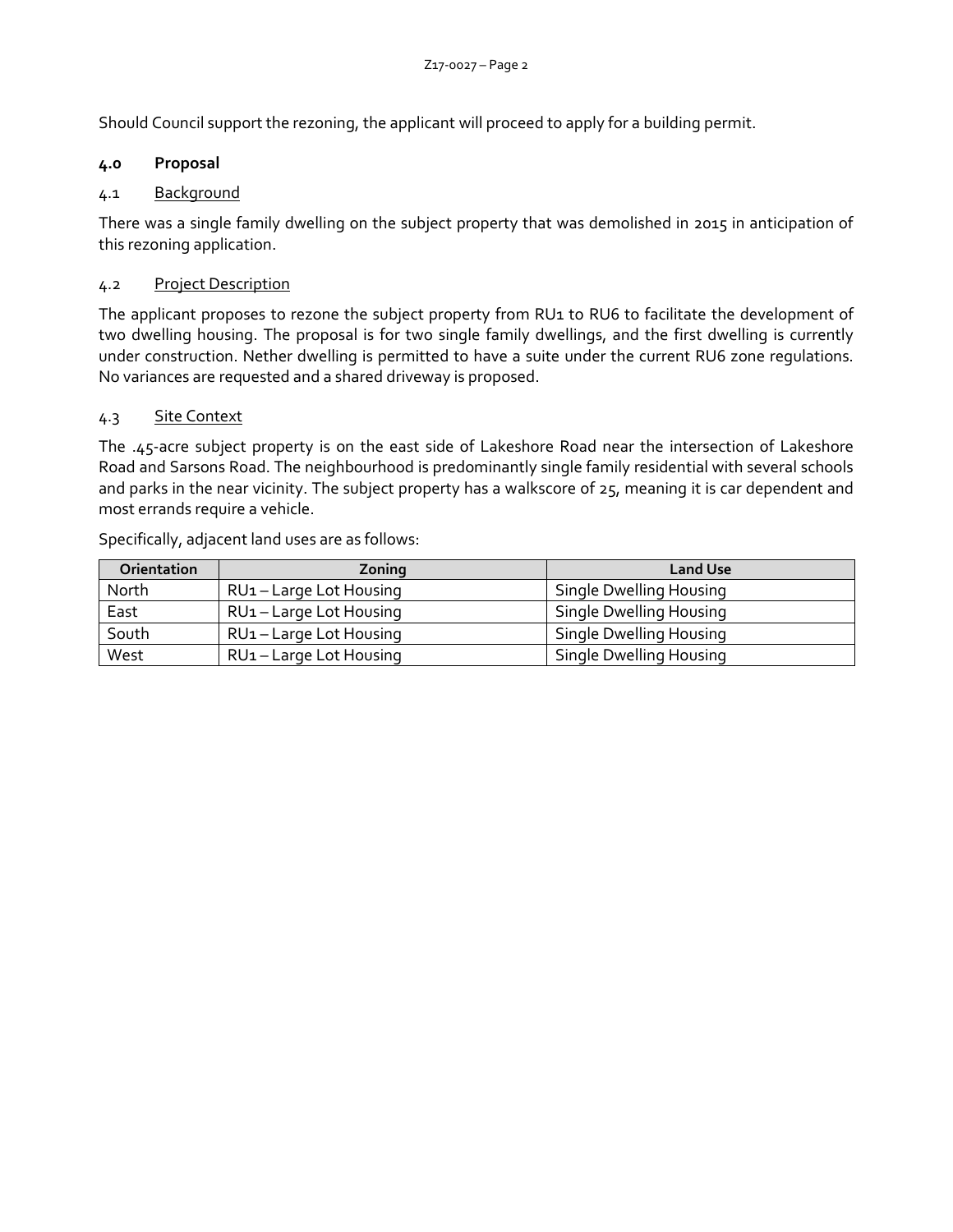Should Council support the rezoning, the applicant will proceed to apply for a building permit.

## 4.0 Proposal

### 4.1 Background

There was a single family dwelling on the subject property that was demolished in 2015 in anticipation of this rezoning application.

### 4.2 Project Description

The applicant proposes to rezone the subject property from RU1 to RU6 to facilitate the development of two dwelling housing. The proposal is for two single family dwellings, and the first dwelling is currently under construction. Nether dwelling is permitted to have a suite under the current RU6 zone regulations. No variances are requested and a shared driveway is proposed.

### 4.3 Site Context

The .45-acre subject property is on the east side of Lakeshore Road near the intersection of Lakeshore Road and Sarsons Road. The neighbourhood is predominantly single family residential with several schools and parks in the near vicinity. The subject property has a walkscore of 25, meaning it is car dependent and most errands require a vehicle.

Specifically, adjacent land uses are as follows:

| Orientation | Zoning | Land Use |
|---|---|---|
| North | RU1 – Large Lot Housing | Single Dwelling Housing |
| East | RU1 – Large Lot Housing | Single Dwelling Housing |
| South | RU1 – Large Lot Housing | Single Dwelling Housing |
| West | RU1 – Large Lot Housing | Single Dwelling Housing |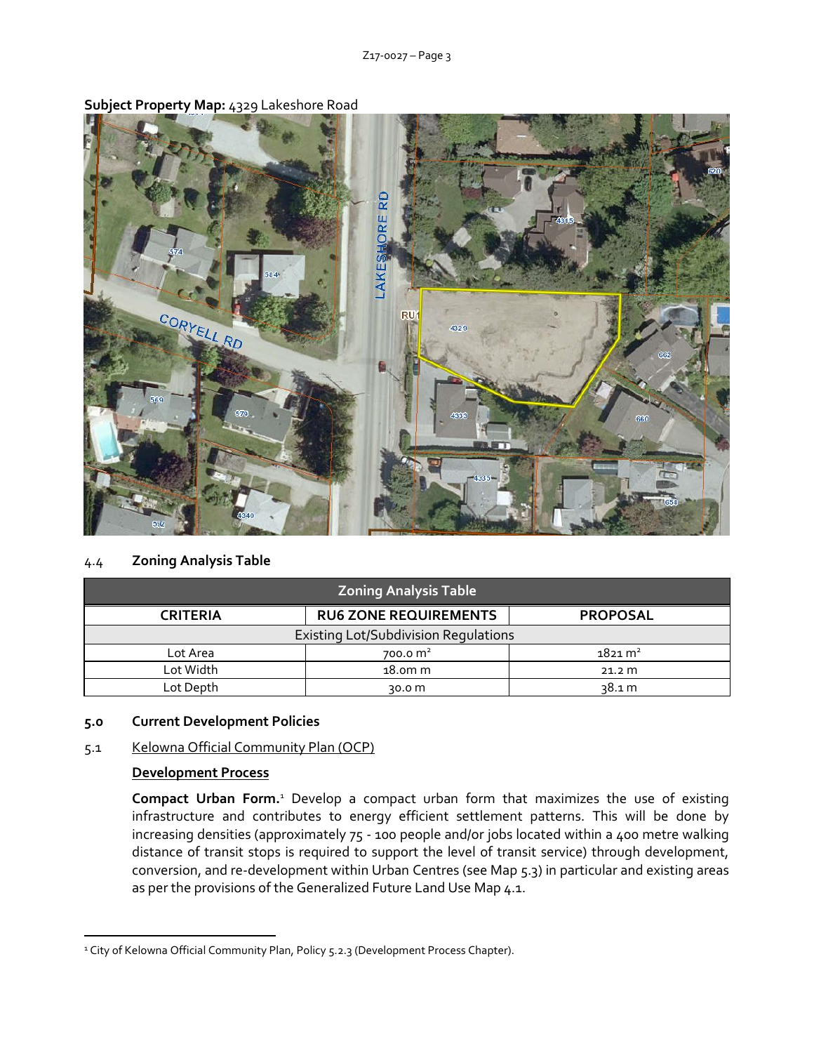**Subject Property Map:** 4329 Lakeshore Road

### 4.4 Zoning Analysis Table

| Zoning Analysis Table | | |
|---|---|---|
| **CRITERIA** | **RU6 ZONE REQUIREMENTS** | **PROPOSAL** |
| Existing Lot/Subdivision Regulations | | |
| Lot Area | 700.0 m² | 1821 m² |
| Lot Width | 18.0m m | 21.2 m |
| Lot Depth | 30.0 m | 38.1 m |

## 5.0 Current Development Policies

### 5.1 Kelowna Official Community Plan (OCP)

**Development Process**

**Compact Urban Form.**[1] Develop a compact urban form that maximizes the use of existing infrastructure and contributes to energy efficient settlement patterns. This will be done by increasing densities (approximately 75 - 100 people and/or jobs located within a 400 metre walking distance of transit stops is required to support the level of transit service) through development, conversion, and re-development within Urban Centres (see Map 5.3) in particular and existing areas as per the provisions of the Generalized Future Land Use Map 4.1.

[1] City of Kelowna Official Community Plan, Policy 5.2.3 (Development Process Chapter).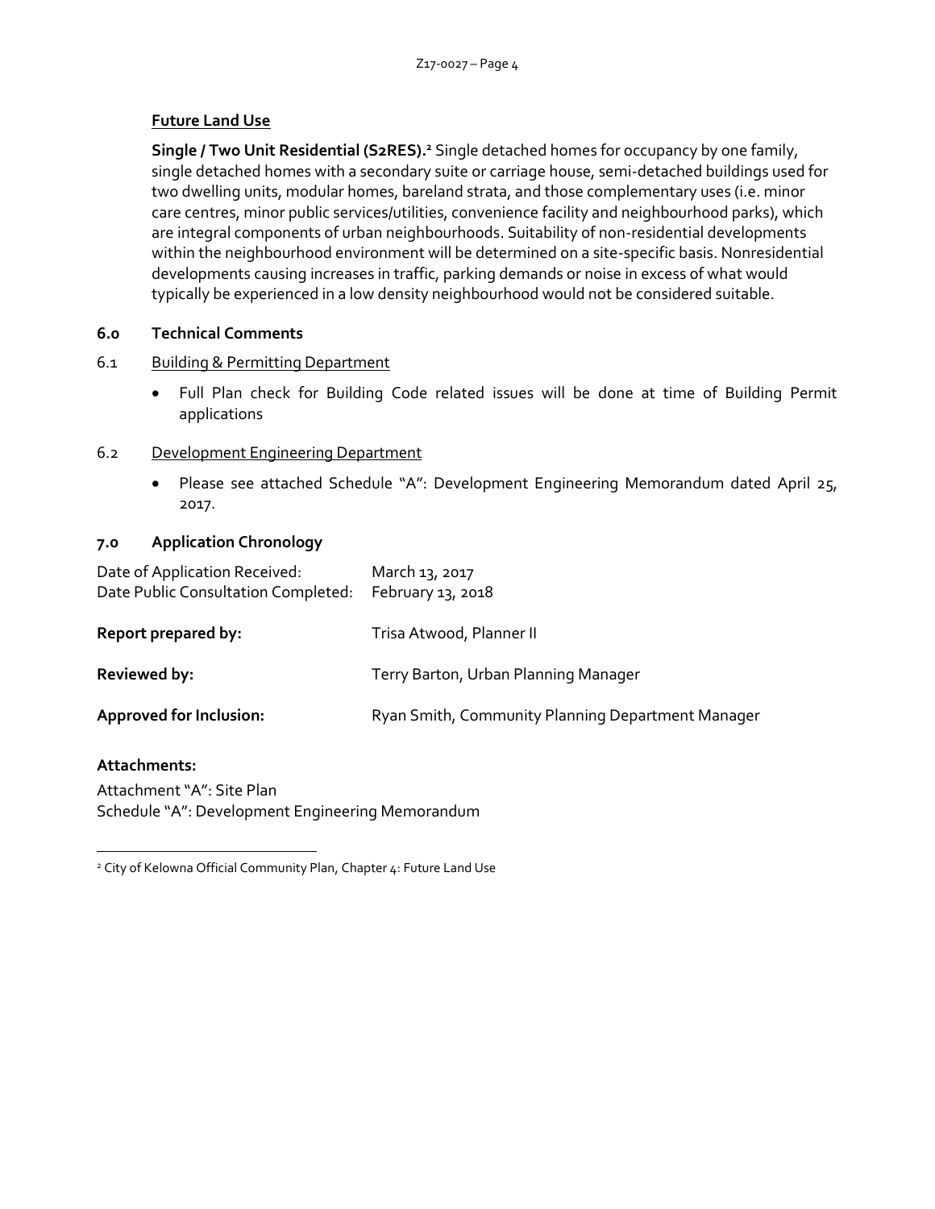**Future Land Use**

**Single / Two Unit Residential (S2RES).**[2] Single detached homes for occupancy by one family, single detached homes with a secondary suite or carriage house, semi-detached buildings used for two dwelling units, modular homes, bareland strata, and those complementary uses (i.e. minor care centres, minor public services/utilities, convenience facility and neighbourhood parks), which are integral components of urban neighbourhoods. Suitability of non-residential developments within the neighbourhood environment will be determined on a site-specific basis. Nonresidential developments causing increases in traffic, parking demands or noise in excess of what would typically be experienced in a low density neighbourhood would not be considered suitable.

## 6.0 Technical Comments

6.1 Building & Permitting Department

- Full Plan check for Building Code related issues will be done at time of Building Permit applications

6.2 Development Engineering Department

- Please see attached Schedule "A": Development Engineering Memorandum dated April 25, 2017.

## 7.0 Application Chronology

Date of Application Received: March 13, 2017
Date Public Consultation Completed: February 13, 2018

**Report prepared by:** Trisa Atwood, Planner II

**Reviewed by:** Terry Barton, Urban Planning Manager

**Approved for Inclusion:** Ryan Smith, Community Planning Department Manager

**Attachments:**

Attachment "A": Site Plan
Schedule "A": Development Engineering Memorandum

[2] City of Kelowna Official Community Plan, Chapter 4: Future Land Use